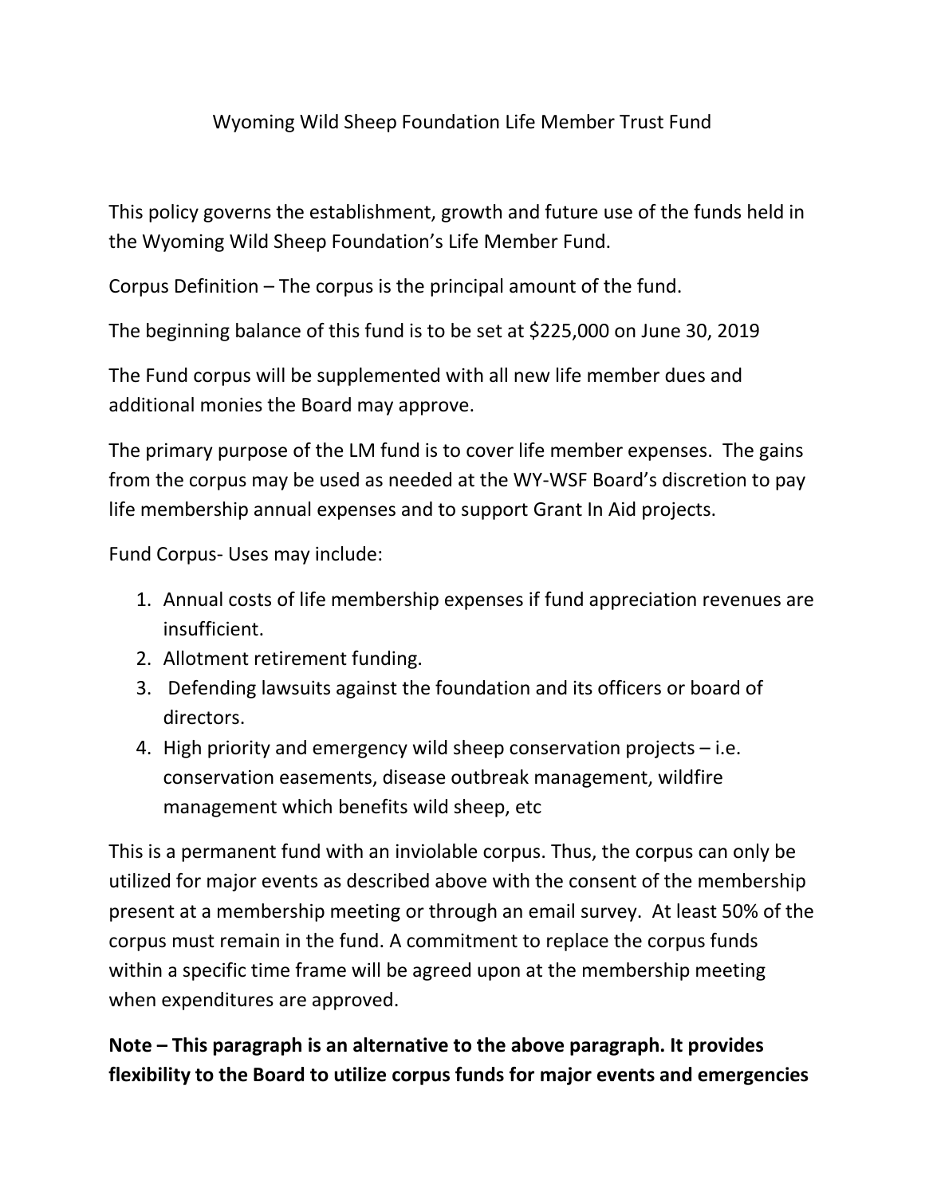# Wyoming Wild Sheep Foundation Life Member Trust Fund

This policy governs the establishment, growth and future use of the funds held in the Wyoming Wild Sheep Foundation's Life Member Fund.

Corpus Definition – The corpus is the principal amount of the fund.

The beginning balance of this fund is to be set at $225,000 on June 30, 2019

The Fund corpus will be supplemented with all new life member dues and additional monies the Board may approve.

The primary purpose of the LM fund is to cover life member expenses. The gains from the corpus may be used as needed at the WY-WSF Board's discretion to pay life membership annual expenses and to support Grant In Aid projects.

Fund Corpus- Uses may include:

1. Annual costs of life membership expenses if fund appreciation revenues are insufficient.
2. Allotment retirement funding.
3. Defending lawsuits against the foundation and its officers or board of directors.
4. High priority and emergency wild sheep conservation projects – i.e. conservation easements, disease outbreak management, wildfire management which benefits wild sheep, etc

This is a permanent fund with an inviolable corpus. Thus, the corpus can only be utilized for major events as described above with the consent of the membership present at a membership meeting or through an email survey. At least 50% of the corpus must remain in the fund. A commitment to replace the corpus funds within a specific time frame will be agreed upon at the membership meeting when expenditures are approved.

**Note – This paragraph is an alternative to the above paragraph. It provides flexibility to the Board to utilize corpus funds for major events and emergencies**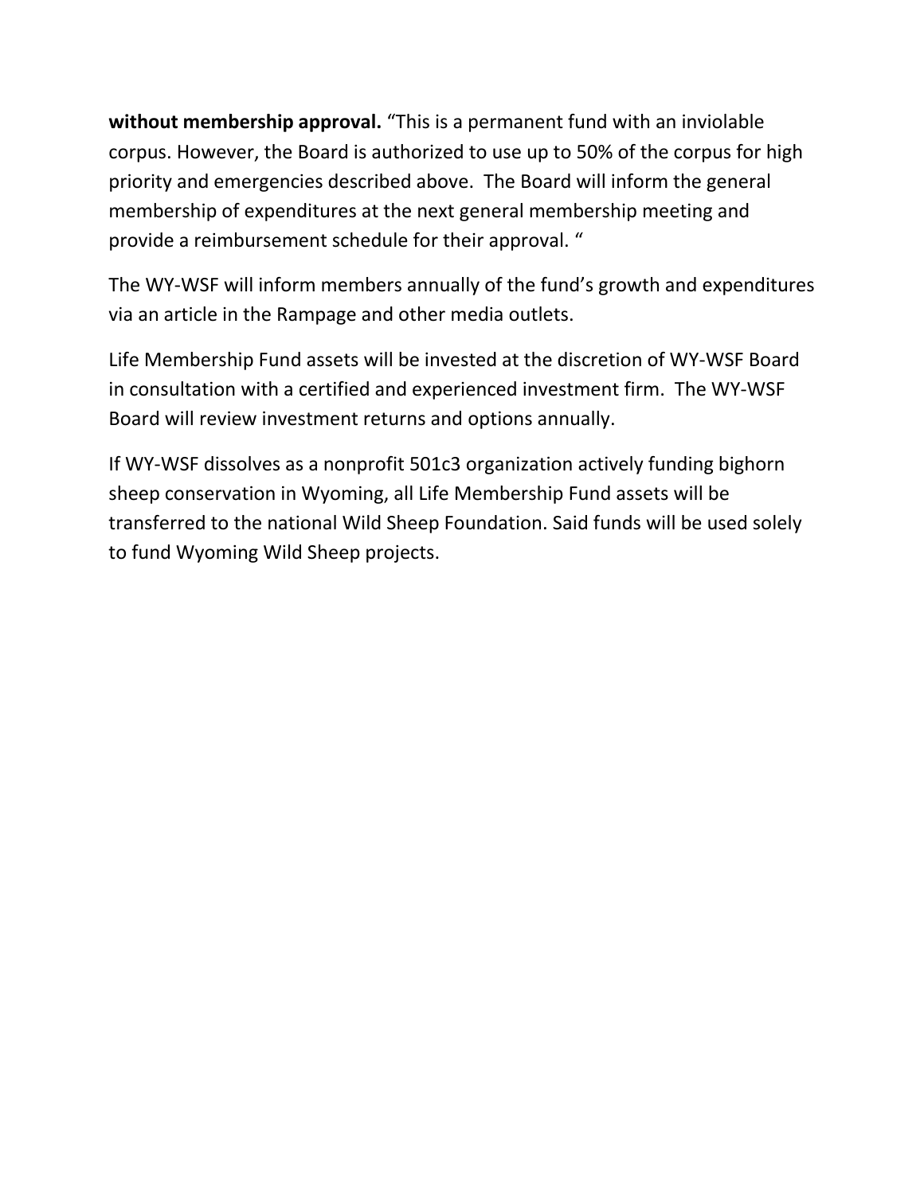**without membership approval.** "This is a permanent fund with an inviolable corpus. However, the Board is authorized to use up to 50% of the corpus for high priority and emergencies described above. The Board will inform the general membership of expenditures at the next general membership meeting and provide a reimbursement schedule for their approval. "

The WY-WSF will inform members annually of the fund's growth and expenditures via an article in the Rampage and other media outlets.

Life Membership Fund assets will be invested at the discretion of WY-WSF Board in consultation with a certified and experienced investment firm. The WY-WSF Board will review investment returns and options annually.

If WY-WSF dissolves as a nonprofit 501c3 organization actively funding bighorn sheep conservation in Wyoming, all Life Membership Fund assets will be transferred to the national Wild Sheep Foundation. Said funds will be used solely to fund Wyoming Wild Sheep projects.